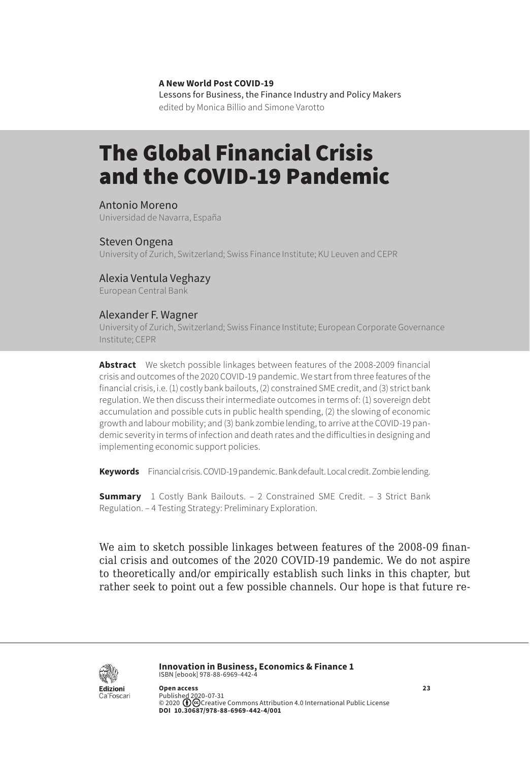**A New World Post COVID-19**
Lessons for Business, the Finance Industry and Policy Makers
edited by Monica Billio and Simone Varotto

# The Global Financial Crisis and the COVID-19 Pandemic

Antonio Moreno
Universidad de Navarra, España

Steven Ongena
University of Zurich, Switzerland; Swiss Finance Institute; KU Leuven and CEPR

Alexia Ventula Veghazy
European Central Bank

Alexander F. Wagner
University of Zurich, Switzerland; Swiss Finance Institute; European Corporate Governance Institute; CEPR

**Abstract** We sketch possible linkages between features of the 2008-2009 financial crisis and outcomes of the 2020 COVID-19 pandemic. We start from three features of the financial crisis, i.e. (1) costly bank bailouts, (2) constrained SME credit, and (3) strict bank regulation. We then discuss their intermediate outcomes in terms of: (1) sovereign debt accumulation and possible cuts in public health spending, (2) the slowing of economic growth and labour mobility; and (3) bank zombie lending, to arrive at the COVID-19 pandemic severity in terms of infection and death rates and the difficulties in designing and implementing economic support policies.

**Keywords** Financial crisis. COVID-19 pandemic. Bank default. Local credit. Zombie lending.

**Summary** 1 Costly Bank Bailouts. – 2 Constrained SME Credit. – 3 Strict Bank Regulation. – 4 Testing Strategy: Preliminary Exploration.

We aim to sketch possible linkages between features of the 2008-09 financial crisis and outcomes of the 2020 COVID-19 pandemic. We do not aspire to theoretically and/or empirically establish such links in this chapter, but rather seek to point out a few possible channels. Our hope is that future re-

**Innovation in Business, Economics & Finance 1**
ISBN [ebook] 978-88-6969-442-4

**Open access**
Published 2020-07-31
© 2020 Creative Commons Attribution 4.0 International Public License
**DOI 10.30687/978-88-6969-442-4/001**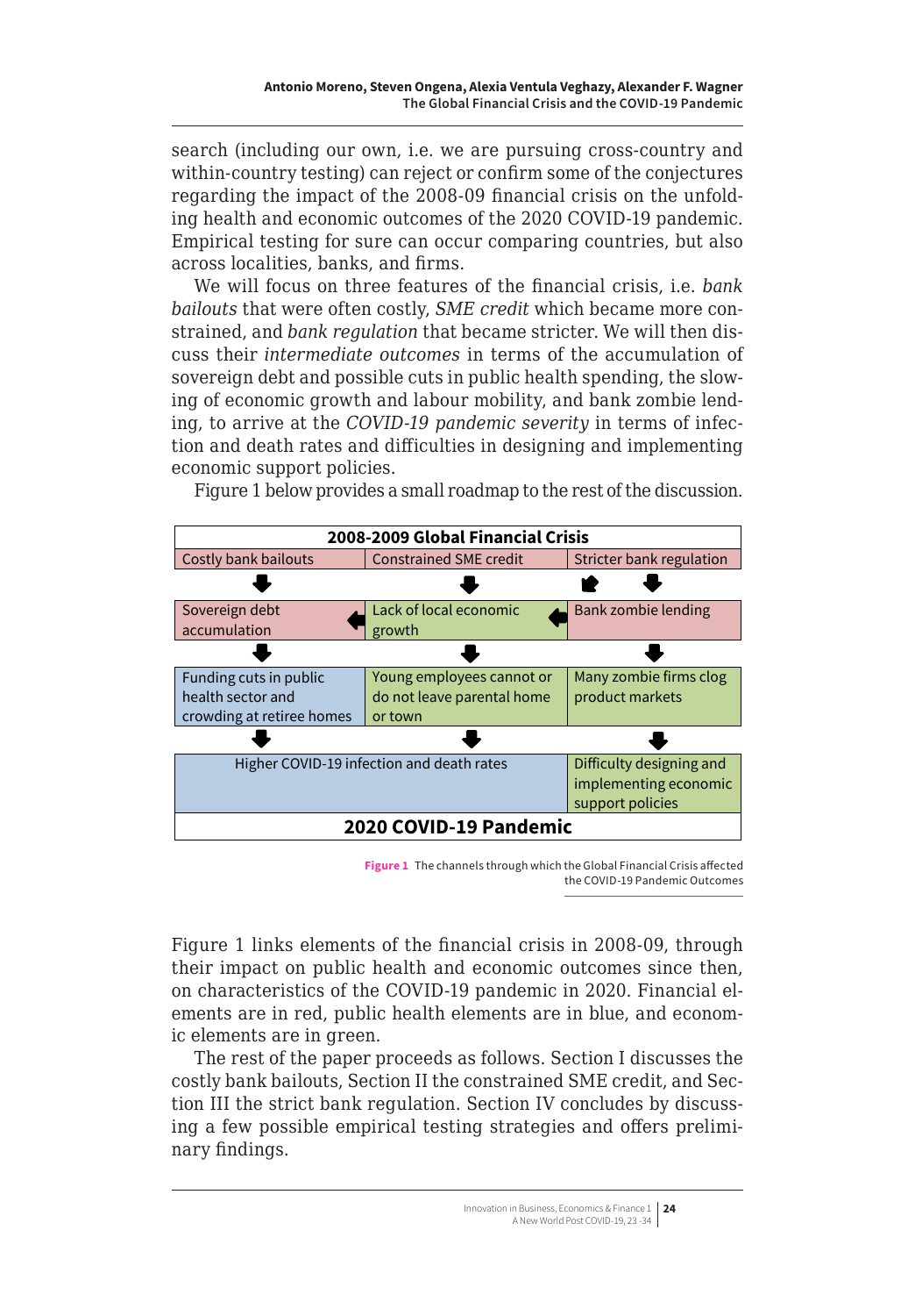search (including our own, i.e. we are pursuing cross-country and within-country testing) can reject or confirm some of the conjectures regarding the impact of the 2008-09 financial crisis on the unfolding health and economic outcomes of the 2020 COVID-19 pandemic. Empirical testing for sure can occur comparing countries, but also across localities, banks, and firms.

We will focus on three features of the financial crisis, i.e. *bank bailouts* that were often costly, *SME credit* which became more constrained, and *bank regulation* that became stricter. We will then discuss their *intermediate outcomes* in terms of the accumulation of sovereign debt and possible cuts in public health spending, the slowing of economic growth and labour mobility, and bank zombie lending, to arrive at the *COVID-19 pandemic severity* in terms of infection and death rates and difficulties in designing and implementing economic support policies.

Figure 1 below provides a small roadmap to the rest of the discussion.

| **2008-2009 Global Financial Crisis** | | |
|---|---|---|
| Costly bank bailouts | Constrained SME credit | Stricter bank regulation |
| ↓ | ↓ | ↙ ↓ |
| Sovereign debt accumulation ← | Lack of local economic growth ← | Bank zombie lending |
| ↓ | ↓ | ↓ |
| Funding cuts in public health sector and crowding at retiree homes | Young employees cannot or do not leave parental home or town | Many zombie firms clog product markets |
| ↓ | ↓ | ↓ |
| Higher COVID-19 infection and death rates | | Difficulty designing and implementing economic support policies |
| **2020 COVID-19 Pandemic** | | |

**Figure 1** The channels through which the Global Financial Crisis affected the COVID-19 Pandemic Outcomes

Figure 1 links elements of the financial crisis in 2008-09, through their impact on public health and economic outcomes since then, on characteristics of the COVID-19 pandemic in 2020. Financial elements are in red, public health elements are in blue, and economic elements are in green.

The rest of the paper proceeds as follows. Section I discusses the costly bank bailouts, Section II the constrained SME credit, and Section III the strict bank regulation. Section IV concludes by discussing a few possible empirical testing strategies and offers preliminary findings.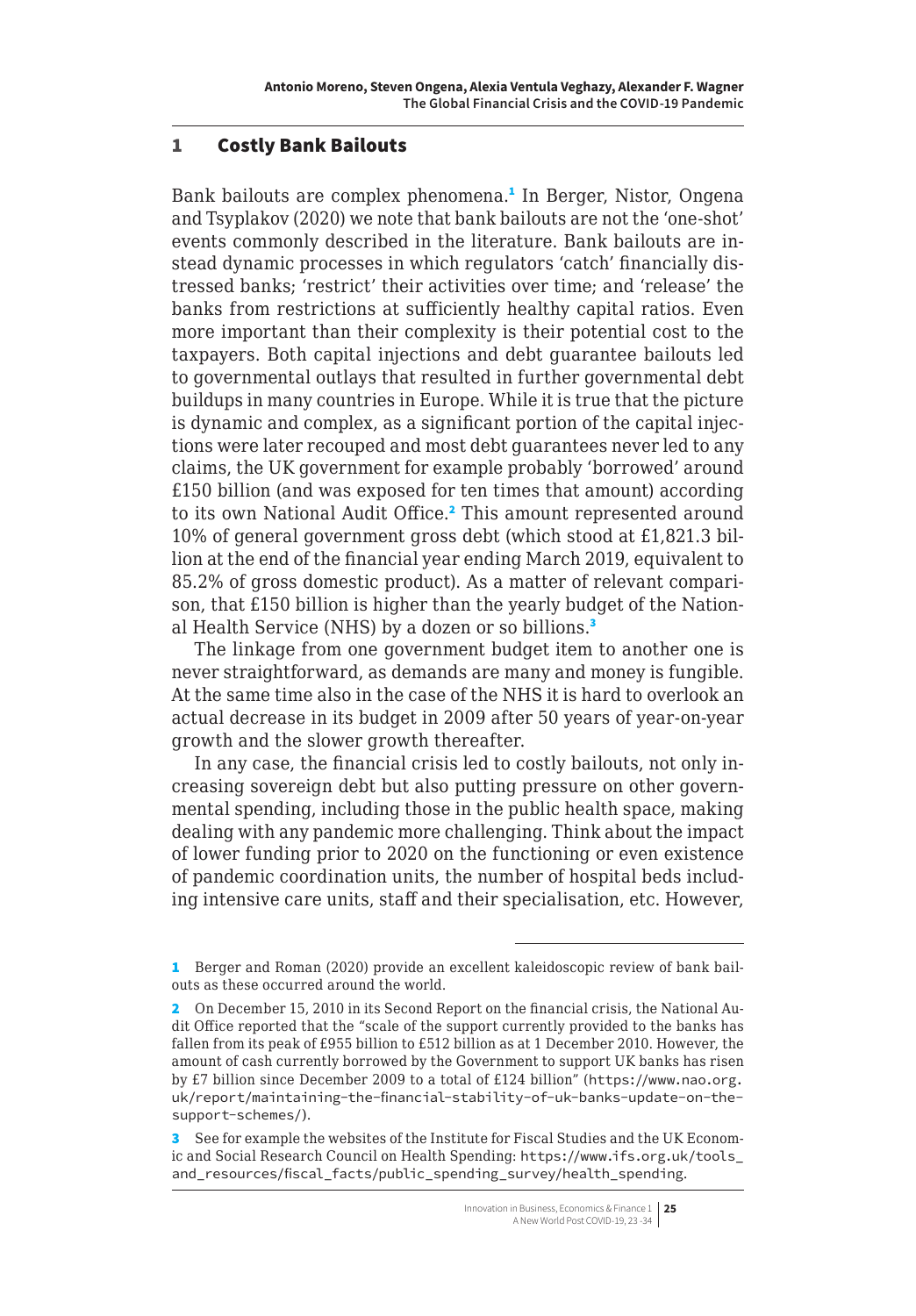## 1 Costly Bank Bailouts

Bank bailouts are complex phenomena.[1] In Berger, Nistor, Ongena and Tsyplakov (2020) we note that bank bailouts are not the 'one-shot' events commonly described in the literature. Bank bailouts are instead dynamic processes in which regulators 'catch' financially distressed banks; 'restrict' their activities over time; and 'release' the banks from restrictions at sufficiently healthy capital ratios. Even more important than their complexity is their potential cost to the taxpayers. Both capital injections and debt guarantee bailouts led to governmental outlays that resulted in further governmental debt buildups in many countries in Europe. While it is true that the picture is dynamic and complex, as a significant portion of the capital injections were later recouped and most debt guarantees never led to any claims, the UK government for example probably 'borrowed' around £150 billion (and was exposed for ten times that amount) according to its own National Audit Office.[2] This amount represented around 10% of general government gross debt (which stood at £1,821.3 billion at the end of the financial year ending March 2019, equivalent to 85.2% of gross domestic product). As a matter of relevant comparison, that £150 billion is higher than the yearly budget of the National Health Service (NHS) by a dozen or so billions.[3]

The linkage from one government budget item to another one is never straightforward, as demands are many and money is fungible. At the same time also in the case of the NHS it is hard to overlook an actual decrease in its budget in 2009 after 50 years of year-on-year growth and the slower growth thereafter.

In any case, the financial crisis led to costly bailouts, not only increasing sovereign debt but also putting pressure on other governmental spending, including those in the public health space, making dealing with any pandemic more challenging. Think about the impact of lower funding prior to 2020 on the functioning or even existence of pandemic coordination units, the number of hospital beds including intensive care units, staff and their specialisation, etc. However,

---

[1] Berger and Roman (2020) provide an excellent kaleidoscopic review of bank bailouts as these occurred around the world.

[2] On December 15, 2010 in its Second Report on the financial crisis, the National Audit Office reported that the "scale of the support currently provided to the banks has fallen from its peak of £955 billion to £512 billion as at 1 December 2010. However, the amount of cash currently borrowed by the Government to support UK banks has risen by £7 billion since December 2009 to a total of £124 billion" (https://www.nao.org.uk/report/maintaining-the-financial-stability-of-uk-banks-update-on-the-support-schemes/).

[3] See for example the websites of the Institute for Fiscal Studies and the UK Economic and Social Research Council on Health Spending: https://www.ifs.org.uk/tools_and_resources/fiscal_facts/public_spending_survey/health_spending.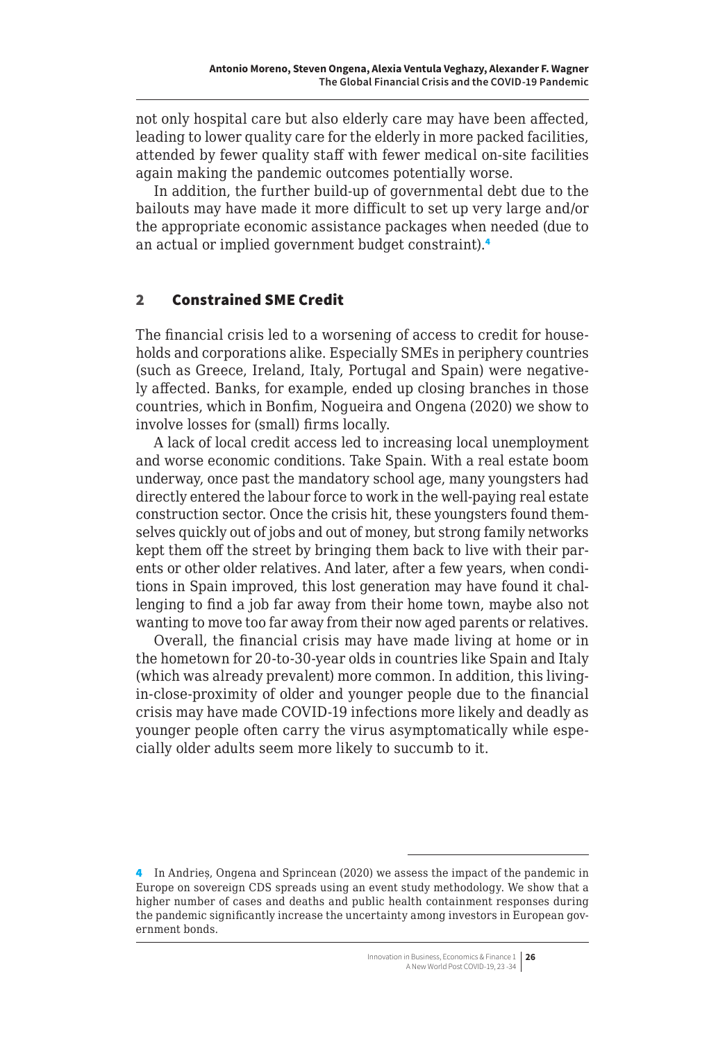not only hospital care but also elderly care may have been affected, leading to lower quality care for the elderly in more packed facilities, attended by fewer quality staff with fewer medical on-site facilities again making the pandemic outcomes potentially worse.

In addition, the further build-up of governmental debt due to the bailouts may have made it more difficult to set up very large and/or the appropriate economic assistance packages when needed (due to an actual or implied government budget constraint).[4]

## 2 Constrained SME Credit

The financial crisis led to a worsening of access to credit for households and corporations alike. Especially SMEs in periphery countries (such as Greece, Ireland, Italy, Portugal and Spain) were negatively affected. Banks, for example, ended up closing branches in those countries, which in Bonfim, Nogueira and Ongena (2020) we show to involve losses for (small) firms locally.

A lack of local credit access led to increasing local unemployment and worse economic conditions. Take Spain. With a real estate boom underway, once past the mandatory school age, many youngsters had directly entered the labour force to work in the well-paying real estate construction sector. Once the crisis hit, these youngsters found themselves quickly out of jobs and out of money, but strong family networks kept them off the street by bringing them back to live with their parents or other older relatives. And later, after a few years, when conditions in Spain improved, this lost generation may have found it challenging to find a job far away from their home town, maybe also not wanting to move too far away from their now aged parents or relatives.

Overall, the financial crisis may have made living at home or in the hometown for 20-to-30-year olds in countries like Spain and Italy (which was already prevalent) more common. In addition, this living-in-close-proximity of older and younger people due to the financial crisis may have made COVID-19 infections more likely and deadly as younger people often carry the virus asymptomatically while especially older adults seem more likely to succumb to it.

---

[4] In Andrieș, Ongena and Sprincean (2020) we assess the impact of the pandemic in Europe on sovereign CDS spreads using an event study methodology. We show that a higher number of cases and deaths and public health containment responses during the pandemic significantly increase the uncertainty among investors in European government bonds.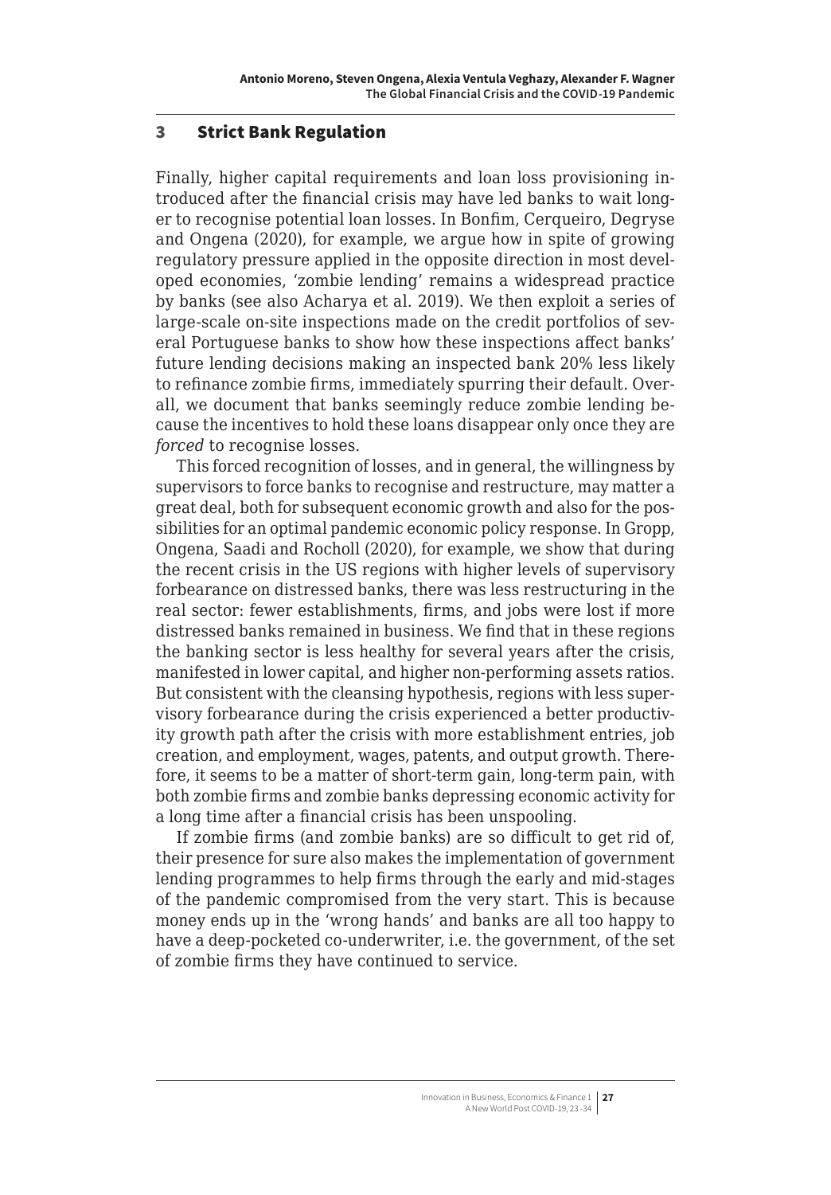## 3 Strict Bank Regulation

Finally, higher capital requirements and loan loss provisioning introduced after the financial crisis may have led banks to wait longer to recognise potential loan losses. In Bonfim, Cerqueiro, Degryse and Ongena (2020), for example, we argue how in spite of growing regulatory pressure applied in the opposite direction in most developed economies, 'zombie lending' remains a widespread practice by banks (see also Acharya et al. 2019). We then exploit a series of large-scale on-site inspections made on the credit portfolios of several Portuguese banks to show how these inspections affect banks' future lending decisions making an inspected bank 20% less likely to refinance zombie firms, immediately spurring their default. Overall, we document that banks seemingly reduce zombie lending because the incentives to hold these loans disappear only once they are *forced* to recognise losses.

This forced recognition of losses, and in general, the willingness by supervisors to force banks to recognise and restructure, may matter a great deal, both for subsequent economic growth and also for the possibilities for an optimal pandemic economic policy response. In Gropp, Ongena, Saadi and Rocholl (2020), for example, we show that during the recent crisis in the US regions with higher levels of supervisory forbearance on distressed banks, there was less restructuring in the real sector: fewer establishments, firms, and jobs were lost if more distressed banks remained in business. We find that in these regions the banking sector is less healthy for several years after the crisis, manifested in lower capital, and higher non-performing assets ratios. But consistent with the cleansing hypothesis, regions with less supervisory forbearance during the crisis experienced a better productivity growth path after the crisis with more establishment entries, job creation, and employment, wages, patents, and output growth. Therefore, it seems to be a matter of short-term gain, long-term pain, with both zombie firms and zombie banks depressing economic activity for a long time after a financial crisis has been unspooling.

If zombie firms (and zombie banks) are so difficult to get rid of, their presence for sure also makes the implementation of government lending programmes to help firms through the early and mid-stages of the pandemic compromised from the very start. This is because money ends up in the 'wrong hands' and banks are all too happy to have a deep-pocketed co-underwriter, i.e. the government, of the set of zombie firms they have continued to service.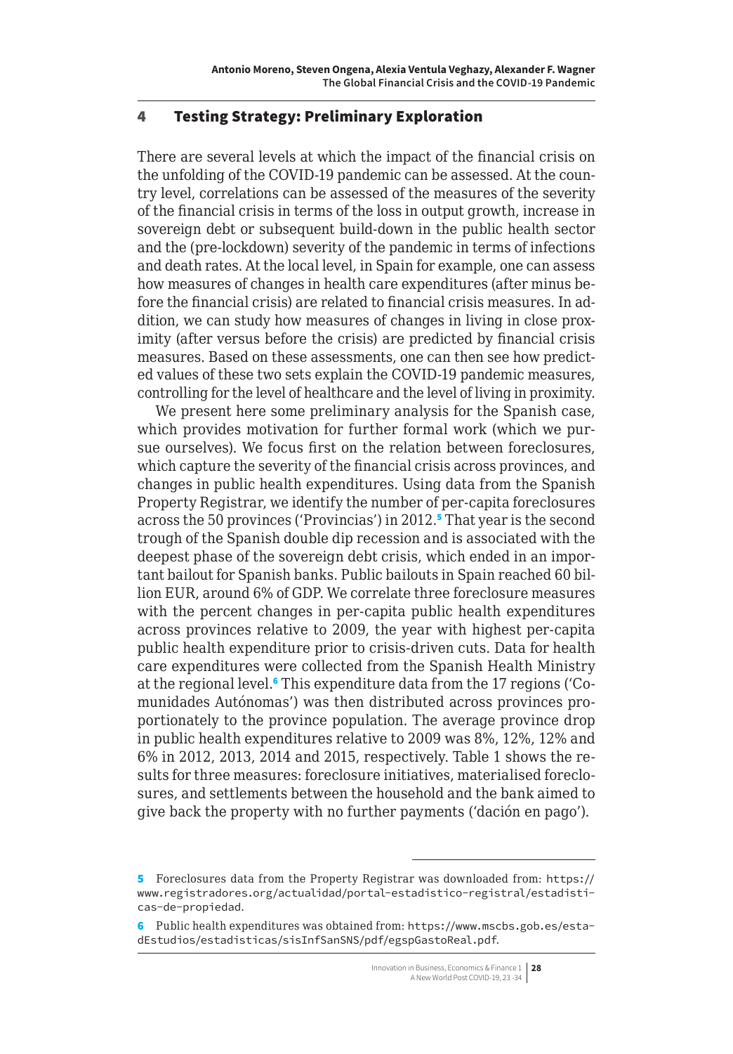## 4 Testing Strategy: Preliminary Exploration

There are several levels at which the impact of the financial crisis on the unfolding of the COVID-19 pandemic can be assessed. At the country level, correlations can be assessed of the measures of the severity of the financial crisis in terms of the loss in output growth, increase in sovereign debt or subsequent build-down in the public health sector and the (pre-lockdown) severity of the pandemic in terms of infections and death rates. At the local level, in Spain for example, one can assess how measures of changes in health care expenditures (after minus before the financial crisis) are related to financial crisis measures. In addition, we can study how measures of changes in living in close proximity (after versus before the crisis) are predicted by financial crisis measures. Based on these assessments, one can then see how predicted values of these two sets explain the COVID-19 pandemic measures, controlling for the level of healthcare and the level of living in proximity.

We present here some preliminary analysis for the Spanish case, which provides motivation for further formal work (which we pursue ourselves). We focus first on the relation between foreclosures, which capture the severity of the financial crisis across provinces, and changes in public health expenditures. Using data from the Spanish Property Registrar, we identify the number of per-capita foreclosures across the 50 provinces ('Provincias') in 2012.[5] That year is the second trough of the Spanish double dip recession and is associated with the deepest phase of the sovereign debt crisis, which ended in an important bailout for Spanish banks. Public bailouts in Spain reached 60 billion EUR, around 6% of GDP. We correlate three foreclosure measures with the percent changes in per-capita public health expenditures across provinces relative to 2009, the year with highest per-capita public health expenditure prior to crisis-driven cuts. Data for health care expenditures were collected from the Spanish Health Ministry at the regional level.[6] This expenditure data from the 17 regions ('Comunidades Autónomas') was then distributed across provinces proportionately to the province population. The average province drop in public health expenditures relative to 2009 was 8%, 12%, 12% and 6% in 2012, 2013, 2014 and 2015, respectively. Table 1 shows the results for three measures: foreclosure initiatives, materialised foreclosures, and settlements between the household and the bank aimed to give back the property with no further payments ('dación en pago').

---

[5] Foreclosures data from the Property Registrar was downloaded from: https://www.registradores.org/actualidad/portal-estadistico-registral/estadisticas-de-propiedad.

[6] Public health expenditures was obtained from: https://www.mscbs.gob.es/estadEstudios/estadisticas/sisInfSanSNS/pdf/egspGastoReal.pdf.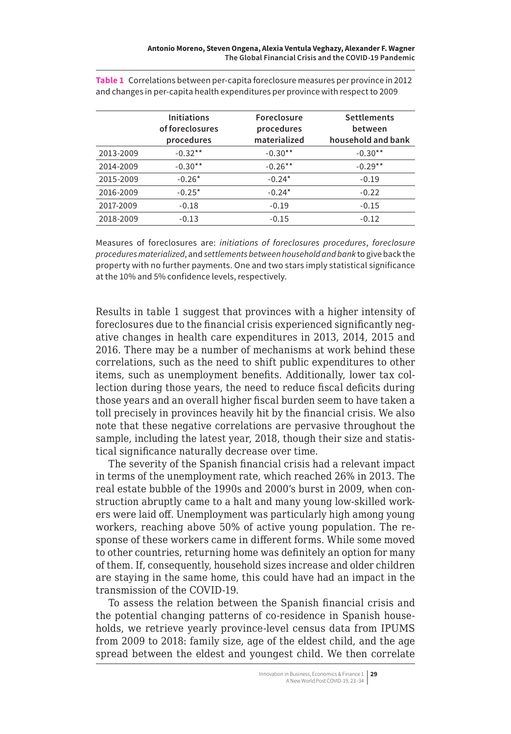**Table 1** Correlations between per-capita foreclosure measures per province in 2012 and changes in per-capita health expenditures per province with respect to 2009

| | Initiations of foreclosures procedures | Foreclosure procedures materialized | Settlements between household and bank |
|---|---|---|---|
| 2013-2009 | -0.32** | -0.30** | -0.30** |
| 2014-2009 | -0.30** | -0.26** | -0.29** |
| 2015-2009 | -0.26* | -0.24* | -0.19 |
| 2016-2009 | -0.25* | -0.24* | -0.22 |
| 2017-2009 | -0.18 | -0.19 | -0.15 |
| 2018-2009 | -0.13 | -0.15 | -0.12 |

Measures of foreclosures are: *initiations of foreclosures procedures*, *foreclosure procedures materialized*, and *settlements between household and bank* to give back the property with no further payments. One and two stars imply statistical significance at the 10% and 5% confidence levels, respectively.

Results in table 1 suggest that provinces with a higher intensity of foreclosures due to the financial crisis experienced significantly negative changes in health care expenditures in 2013, 2014, 2015 and 2016. There may be a number of mechanisms at work behind these correlations, such as the need to shift public expenditures to other items, such as unemployment benefits. Additionally, lower tax collection during those years, the need to reduce fiscal deficits during those years and an overall higher fiscal burden seem to have taken a toll precisely in provinces heavily hit by the financial crisis. We also note that these negative correlations are pervasive throughout the sample, including the latest year, 2018, though their size and statistical significance naturally decrease over time.

The severity of the Spanish financial crisis had a relevant impact in terms of the unemployment rate, which reached 26% in 2013. The real estate bubble of the 1990s and 2000's burst in 2009, when construction abruptly came to a halt and many young low-skilled workers were laid off. Unemployment was particularly high among young workers, reaching above 50% of active young population. The response of these workers came in different forms. While some moved to other countries, returning home was definitely an option for many of them. If, consequently, household sizes increase and older children are staying in the same home, this could have had an impact in the transmission of the COVID-19.

To assess the relation between the Spanish financial crisis and the potential changing patterns of co-residence in Spanish households, we retrieve yearly province-level census data from IPUMS from 2009 to 2018: family size, age of the eldest child, and the age spread between the eldest and youngest child. We then correlate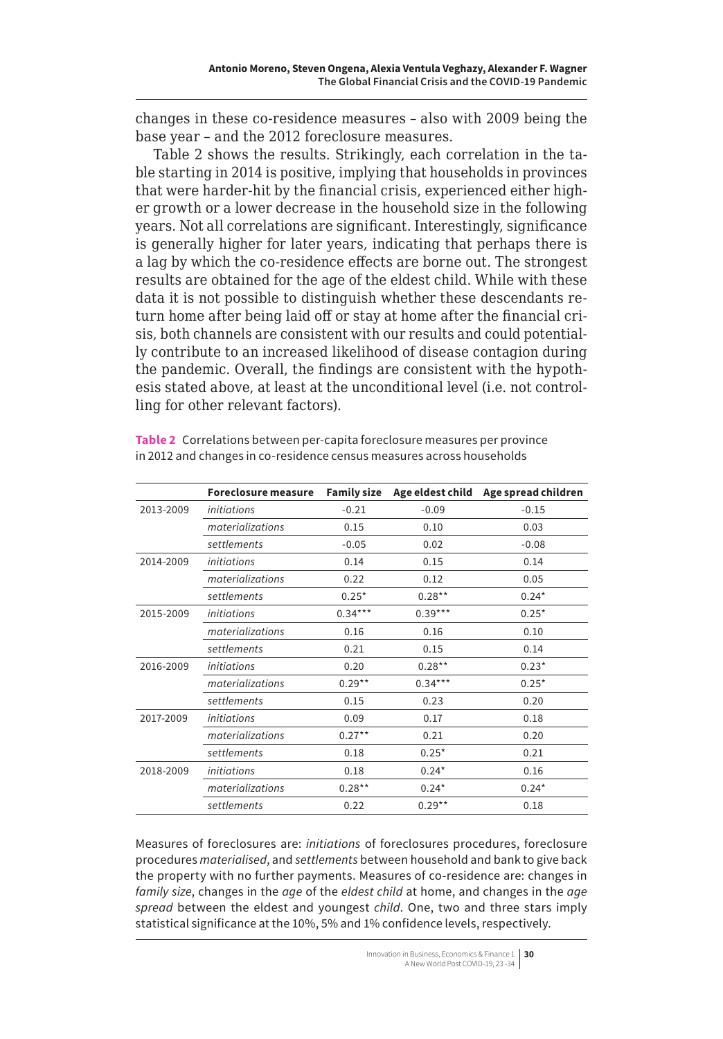changes in these co-residence measures – also with 2009 being the base year – and the 2012 foreclosure measures.

Table 2 shows the results. Strikingly, each correlation in the table starting in 2014 is positive, implying that households in provinces that were harder-hit by the financial crisis, experienced either higher growth or a lower decrease in the household size in the following years. Not all correlations are significant. Interestingly, significance is generally higher for later years, indicating that perhaps there is a lag by which the co-residence effects are borne out. The strongest results are obtained for the age of the eldest child. While with these data it is not possible to distinguish whether these descendants return home after being laid off or stay at home after the financial crisis, both channels are consistent with our results and could potentially contribute to an increased likelihood of disease contagion during the pandemic. Overall, the findings are consistent with the hypothesis stated above, at least at the unconditional level (i.e. not controlling for other relevant factors).

**Table 2** Correlations between per-capita foreclosure measures per province in 2012 and changes in co-residence census measures across households

| | Foreclosure measure | Family size | Age eldest child | Age spread children |
|---|---|---|---|---|
| 2013-2009 | *initiations* | -0.21 | -0.09 | -0.15 |
| | *materializations* | 0.15 | 0.10 | 0.03 |
| | *settlements* | -0.05 | 0.02 | -0.08 |
| 2014-2009 | *initiations* | 0.14 | 0.15 | 0.14 |
| | *materializations* | 0.22 | 0.12 | 0.05 |
| | *settlements* | 0.25* | 0.28** | 0.24* |
| 2015-2009 | *initiations* | 0.34*** | 0.39*** | 0.25* |
| | *materializations* | 0.16 | 0.16 | 0.10 |
| | *settlements* | 0.21 | 0.15 | 0.14 |
| 2016-2009 | *initiations* | 0.20 | 0.28** | 0.23* |
| | *materializations* | 0.29** | 0.34*** | 0.25* |
| | *settlements* | 0.15 | 0.23 | 0.20 |
| 2017-2009 | *initiations* | 0.09 | 0.17 | 0.18 |
| | *materializations* | 0.27** | 0.21 | 0.20 |
| | *settlements* | 0.18 | 0.25* | 0.21 |
| 2018-2009 | *initiations* | 0.18 | 0.24* | 0.16 |
| | *materializations* | 0.28** | 0.24* | 0.24* |
| | *settlements* | 0.22 | 0.29** | 0.18 |

Measures of foreclosures are: *initiations* of foreclosures procedures, foreclosure procedures *materialised*, and *settlements* between household and bank to give back the property with no further payments. Measures of co-residence are: changes in *family size*, changes in the *age* of the *eldest child* at home, and changes in the *age spread* between the eldest and youngest *child*. One, two and three stars imply statistical significance at the 10%, 5% and 1% confidence levels, respectively.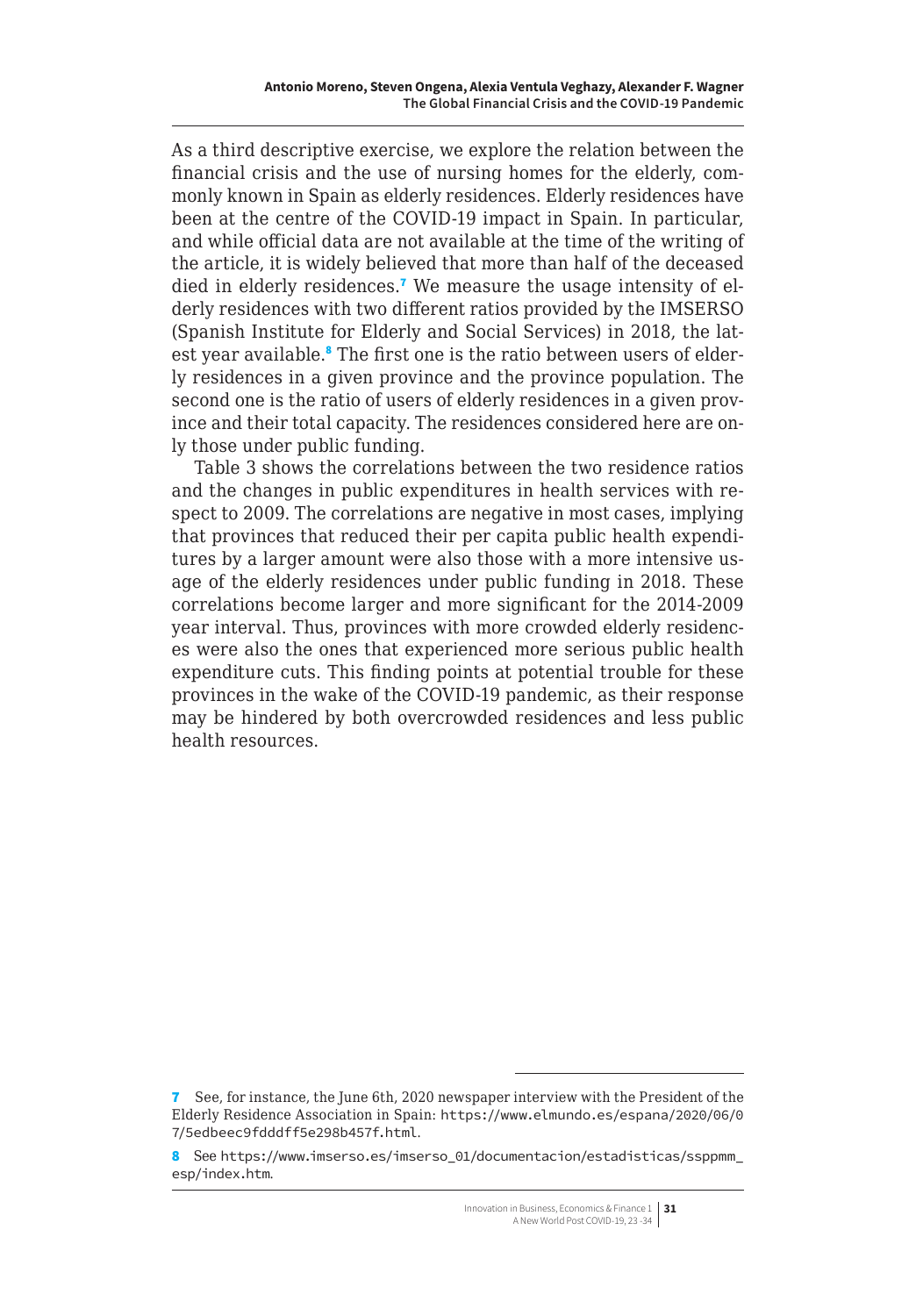As a third descriptive exercise, we explore the relation between the financial crisis and the use of nursing homes for the elderly, commonly known in Spain as elderly residences. Elderly residences have been at the centre of the COVID-19 impact in Spain. In particular, and while official data are not available at the time of the writing of the article, it is widely believed that more than half of the deceased died in elderly residences.[7] We measure the usage intensity of elderly residences with two different ratios provided by the IMSERSO (Spanish Institute for Elderly and Social Services) in 2018, the latest year available.[8] The first one is the ratio between users of elderly residences in a given province and the province population. The second one is the ratio of users of elderly residences in a given province and their total capacity. The residences considered here are only those under public funding.

Table 3 shows the correlations between the two residence ratios and the changes in public expenditures in health services with respect to 2009. The correlations are negative in most cases, implying that provinces that reduced their per capita public health expenditures by a larger amount were also those with a more intensive usage of the elderly residences under public funding in 2018. These correlations become larger and more significant for the 2014-2009 year interval. Thus, provinces with more crowded elderly residences were also the ones that experienced more serious public health expenditure cuts. This finding points at potential trouble for these provinces in the wake of the COVID-19 pandemic, as their response may be hindered by both overcrowded residences and less public health resources.

---

7 See, for instance, the June 6th, 2020 newspaper interview with the President of the Elderly Residence Association in Spain: https://www.elmundo.es/espana/2020/06/07/5edbeec9fdddff5e298b457f.html.

8 See https://www.imserso.es/imserso_01/documentacion/estadisticas/ssppmm_esp/index.htm.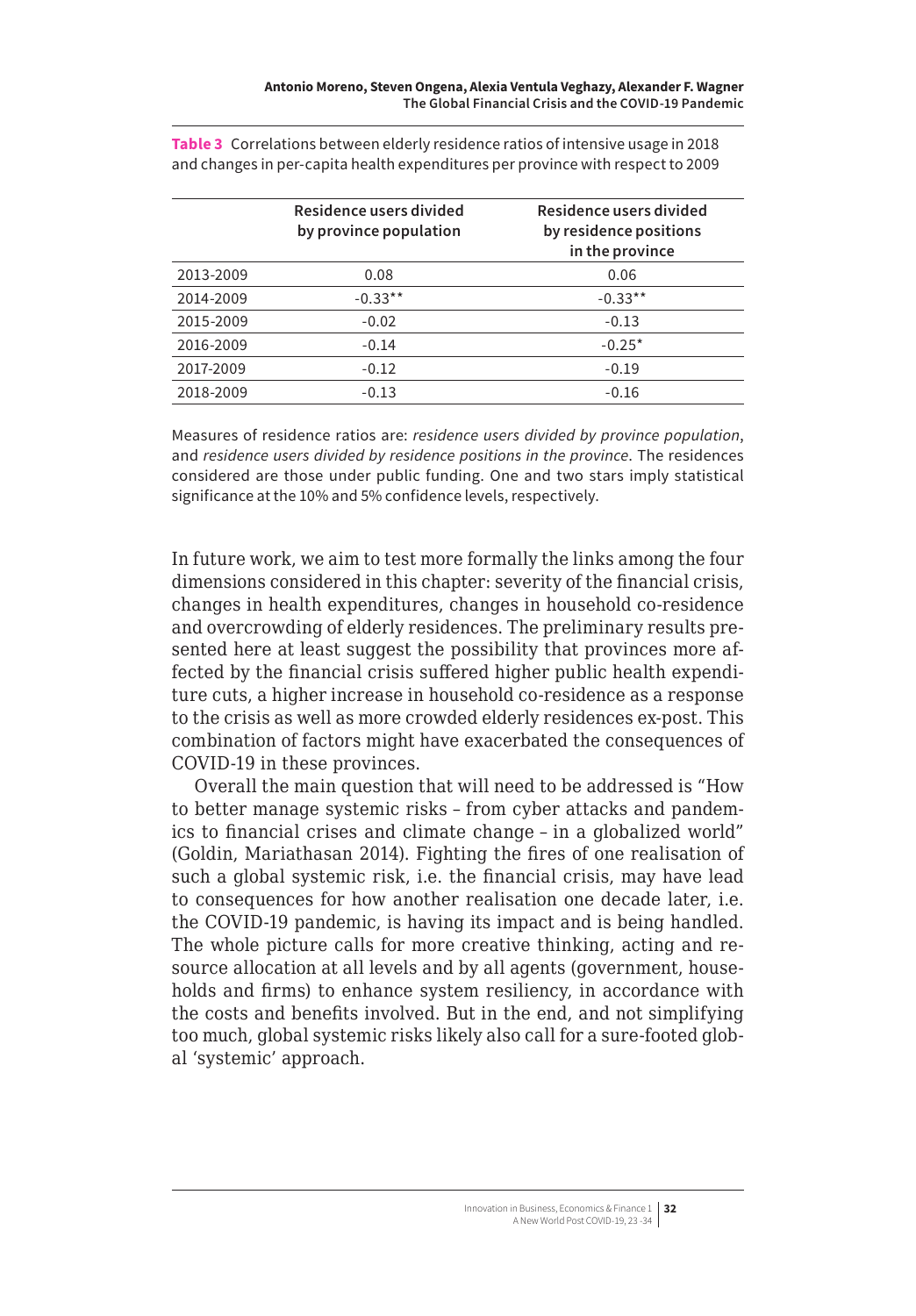**Table 3** Correlations between elderly residence ratios of intensive usage in 2018 and changes in per-capita health expenditures per province with respect to 2009

| | Residence users divided by province population | Residence users divided by residence positions in the province |
|---|---|---|
| 2013-2009 | 0.08 | 0.06 |
| 2014-2009 | -0.33** | -0.33** |
| 2015-2009 | -0.02 | -0.13 |
| 2016-2009 | -0.14 | -0.25* |
| 2017-2009 | -0.12 | -0.19 |
| 2018-2009 | -0.13 | -0.16 |

Measures of residence ratios are: *residence users divided by province population*, and *residence users divided by residence positions in the province*. The residences considered are those under public funding. One and two stars imply statistical significance at the 10% and 5% confidence levels, respectively.

In future work, we aim to test more formally the links among the four dimensions considered in this chapter: severity of the financial crisis, changes in health expenditures, changes in household co-residence and overcrowding of elderly residences. The preliminary results presented here at least suggest the possibility that provinces more affected by the financial crisis suffered higher public health expenditure cuts, a higher increase in household co-residence as a response to the crisis as well as more crowded elderly residences ex-post. This combination of factors might have exacerbated the consequences of COVID-19 in these provinces.

Overall the main question that will need to be addressed is "How to better manage systemic risks – from cyber attacks and pandemics to financial crises and climate change – in a globalized world" (Goldin, Mariathasan 2014). Fighting the fires of one realisation of such a global systemic risk, i.e. the financial crisis, may have lead to consequences for how another realisation one decade later, i.e. the COVID-19 pandemic, is having its impact and is being handled. The whole picture calls for more creative thinking, acting and resource allocation at all levels and by all agents (government, households and firms) to enhance system resiliency, in accordance with the costs and benefits involved. But in the end, and not simplifying too much, global systemic risks likely also call for a sure-footed global 'systemic' approach.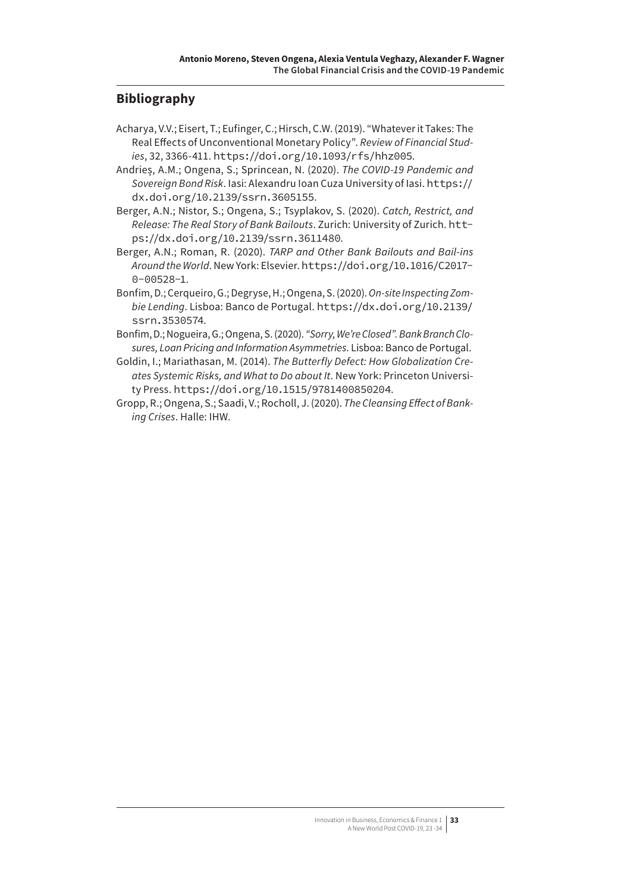## Bibliography

Acharya, V.V.; Eisert, T.; Eufinger, C.; Hirsch, C.W. (2019). "Whatever it Takes: The Real Effects of Unconventional Monetary Policy". *Review of Financial Studies*, 32, 3366-411. https://doi.org/10.1093/rfs/hhz005.

Andrieş, A.M.; Ongena, S.; Sprincean, N. (2020). *The COVID-19 Pandemic and Sovereign Bond Risk*. Iasi: Alexandru Ioan Cuza University of Iasi. https://dx.doi.org/10.2139/ssrn.3605155.

Berger, A.N.; Nistor, S.; Ongena, S.; Tsyplakov, S. (2020). *Catch, Restrict, and Release: The Real Story of Bank Bailouts*. Zurich: University of Zurich. https://dx.doi.org/10.2139/ssrn.3611480.

Berger, A.N.; Roman, R. (2020). *TARP and Other Bank Bailouts and Bail-ins Around the World*. New York: Elsevier. https://doi.org/10.1016/C2017-0-00528-1.

Bonfim, D.; Cerqueiro, G.; Degryse, H.; Ongena, S. (2020). *On-site Inspecting Zombie Lending*. Lisboa: Banco de Portugal. https://dx.doi.org/10.2139/ssrn.3530574.

Bonfim, D.; Nogueira, G.; Ongena, S. (2020). *"Sorry, We're Closed". Bank Branch Closures, Loan Pricing and Information Asymmetries*. Lisboa: Banco de Portugal.

Goldin, I.; Mariathasan, M. (2014). *The Butterfly Defect: How Globalization Creates Systemic Risks, and What to Do about It*. New York: Princeton University Press. https://doi.org/10.1515/9781400850204.

Gropp, R.; Ongena, S.; Saadi, V.; Rocholl, J. (2020). *The Cleansing Effect of Banking Crises*. Halle: IHW.